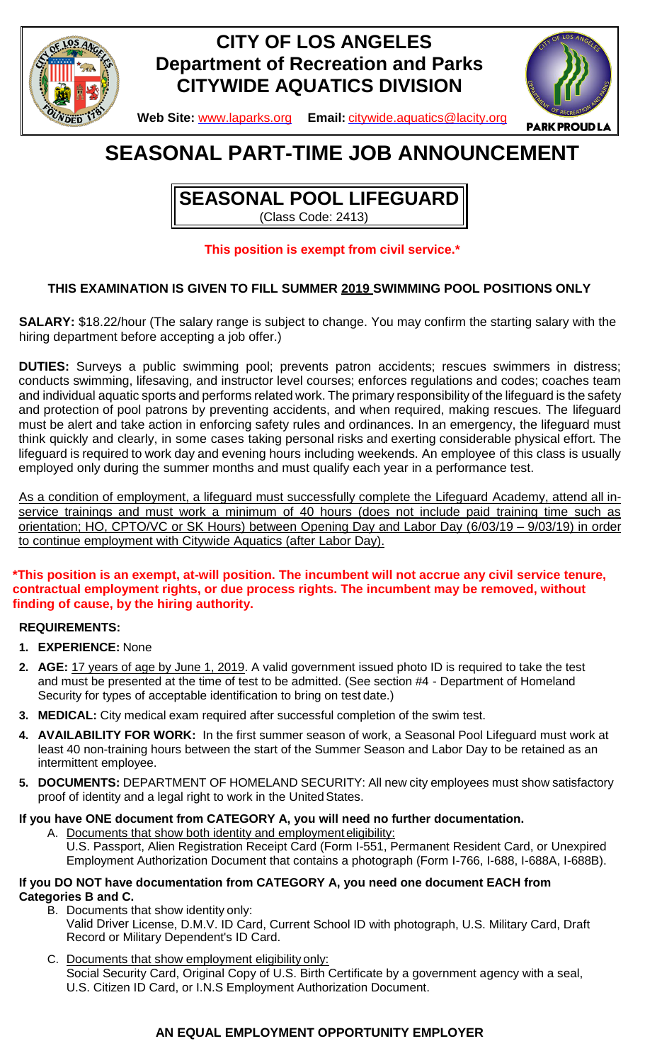# CITY OF LOS ANGELES
## Department of Recreation and Parks
## CITYWIDE AQUATICS DIVISION

**Web Site:** www.laparks.org **Email:** citywide.aquatics@lacity.org

# SEASONAL PART-TIME JOB ANNOUNCEMENT

## SEASONAL POOL LIFEGUARD
(Class Code: 2413)

**This position is exempt from civil service.***

**THIS EXAMINATION IS GIVEN TO FILL SUMMER 2019 SWIMMING POOL POSITIONS ONLY**

**SALARY:** $18.22/hour (The salary range is subject to change. You may confirm the starting salary with the hiring department before accepting a job offer.)

**DUTIES:** Surveys a public swimming pool; prevents patron accidents; rescues swimmers in distress; conducts swimming, lifesaving, and instructor level courses; enforces regulations and codes; coaches team and individual aquatic sports and performs related work. The primary responsibility of the lifeguard is the safety and protection of pool patrons by preventing accidents, and when required, making rescues. The lifeguard must be alert and take action in enforcing safety rules and ordinances. In an emergency, the lifeguard must think quickly and clearly, in some cases taking personal risks and exerting considerable physical effort. The lifeguard is required to work day and evening hours including weekends. An employee of this class is usually employed only during the summer months and must qualify each year in a performance test.

As a condition of employment, a lifeguard must successfully complete the Lifeguard Academy, attend all in-service trainings and must work a minimum of 40 hours (does not include paid training time such as orientation; HO, CPTO/VC or SK Hours) between Opening Day and Labor Day (6/03/19 – 9/03/19) in order to continue employment with Citywide Aquatics (after Labor Day).

**\*This position is an exempt, at-will position. The incumbent will not accrue any civil service tenure, contractual employment rights, or due process rights. The incumbent may be removed, without finding of cause, by the hiring authority.**

**REQUIREMENTS:**

1. **EXPERIENCE:** None
2. **AGE:** 17 years of age by June 1, 2019. A valid government issued photo ID is required to take the test and must be presented at the time of test to be admitted. (See section #4 - Department of Homeland Security for types of acceptable identification to bring on test date.)
3. **MEDICAL:** City medical exam required after successful completion of the swim test.
4. **AVAILABILITY FOR WORK:** In the first summer season of work, a Seasonal Pool Lifeguard must work at least 40 non-training hours between the start of the Summer Season and Labor Day to be retained as an intermittent employee.
5. **DOCUMENTS:** DEPARTMENT OF HOMELAND SECURITY: All new city employees must show satisfactory proof of identity and a legal right to work in the United States.

**If you have ONE document from CATEGORY A, you will need no further documentation.**

A. Documents that show both identity and employment eligibility:
U.S. Passport, Alien Registration Receipt Card (Form I-551, Permanent Resident Card, or Unexpired Employment Authorization Document that contains a photograph (Form I-766, I-688, I-688A, I-688B).

**If you DO NOT have documentation from CATEGORY A, you need one document EACH from Categories B and C.**

B. Documents that show identity only:
Valid Driver License, D.M.V. ID Card, Current School ID with photograph, U.S. Military Card, Draft Record or Military Dependent's ID Card.

C. Documents that show employment eligibility only:
Social Security Card, Original Copy of U.S. Birth Certificate by a government agency with a seal, U.S. Citizen ID Card, or I.N.S Employment Authorization Document.

**AN EQUAL EMPLOYMENT OPPORTUNITY EMPLOYER**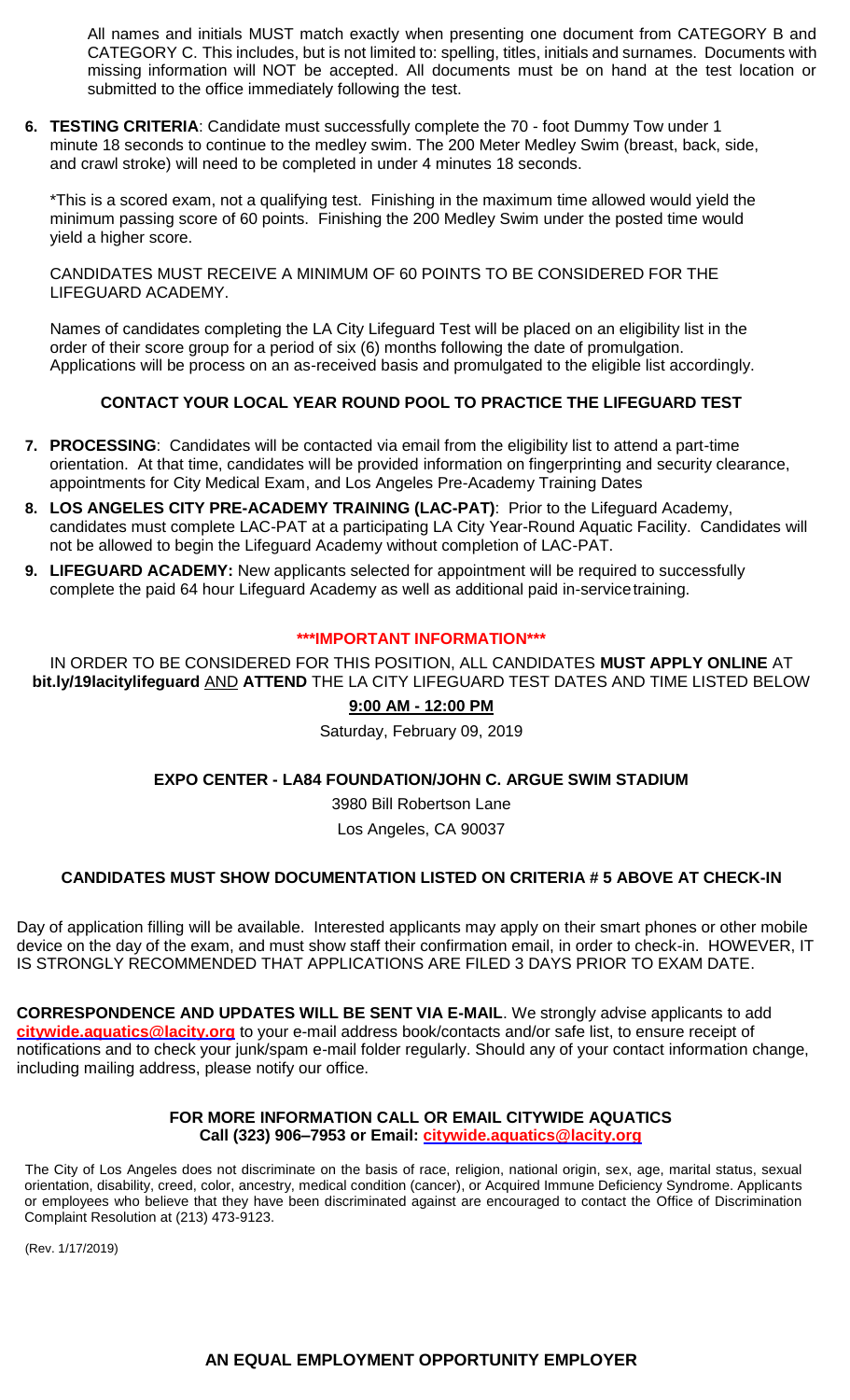All names and initials MUST match exactly when presenting one document from CATEGORY B and CATEGORY C. This includes, but is not limited to: spelling, titles, initials and surnames. Documents with missing information will NOT be accepted. All documents must be on hand at the test location or submitted to the office immediately following the test.

6. **TESTING CRITERIA**: Candidate must successfully complete the 70 - foot Dummy Tow under 1 minute 18 seconds to continue to the medley swim. The 200 Meter Medley Swim (breast, back, side, and crawl stroke) will need to be completed in under 4 minutes 18 seconds.

   *This is a scored exam, not a qualifying test. Finishing in the maximum time allowed would yield the minimum passing score of 60 points. Finishing the 200 Medley Swim under the posted time would yield a higher score.

   CANDIDATES MUST RECEIVE A MINIMUM OF 60 POINTS TO BE CONSIDERED FOR THE LIFEGUARD ACADEMY.

   Names of candidates completing the LA City Lifeguard Test will be placed on an eligibility list in the order of their score group for a period of six (6) months following the date of promulgation. Applications will be process on an as-received basis and promulgated to the eligible list accordingly.

   **CONTACT YOUR LOCAL YEAR ROUND POOL TO PRACTICE THE LIFEGUARD TEST**

7. **PROCESSING**: Candidates will be contacted via email from the eligibility list to attend a part-time orientation. At that time, candidates will be provided information on fingerprinting and security clearance, appointments for City Medical Exam, and Los Angeles Pre-Academy Training Dates
8. **LOS ANGELES CITY PRE-ACADEMY TRAINING (LAC-PAT)**: Prior to the Lifeguard Academy, candidates must complete LAC-PAT at a participating LA City Year-Round Aquatic Facility. Candidates will not be allowed to begin the Lifeguard Academy without completion of LAC-PAT.
9. **LIFEGUARD ACADEMY:** New applicants selected for appointment will be required to successfully complete the paid 64 hour Lifeguard Academy as well as additional paid in-service training.

**\*\*\*IMPORTANT INFORMATION\*\*\***

IN ORDER TO BE CONSIDERED FOR THIS POSITION, ALL CANDIDATES **MUST APPLY ONLINE** AT **bit.ly/19lacitylifeguard** AND **ATTEND** THE LA CITY LIFEGUARD TEST DATES AND TIME LISTED BELOW

**9:00 AM - 12:00 PM**

Saturday, February 09, 2019

**EXPO CENTER - LA84 FOUNDATION/JOHN C. ARGUE SWIM STADIUM**

3980 Bill Robertson Lane

Los Angeles, CA 90037

**CANDIDATES MUST SHOW DOCUMENTATION LISTED ON CRITERIA # 5 ABOVE AT CHECK-IN**

Day of application filling will be available. Interested applicants may apply on their smart phones or other mobile device on the day of the exam, and must show staff their confirmation email, in order to check-in. HOWEVER, IT IS STRONGLY RECOMMENDED THAT APPLICATIONS ARE FILED 3 DAYS PRIOR TO EXAM DATE.

**CORRESPONDENCE AND UPDATES WILL BE SENT VIA E-MAIL**. We strongly advise applicants to add **citywide.aquatics@lacity.org** to your e-mail address book/contacts and/or safe list, to ensure receipt of notifications and to check your junk/spam e-mail folder regularly. Should any of your contact information change, including mailing address, please notify our office.

**FOR MORE INFORMATION CALL OR EMAIL CITYWIDE AQUATICS**
**Call (323) 906–7953 or Email: citywide.aquatics@lacity.org**

The City of Los Angeles does not discriminate on the basis of race, religion, national origin, sex, age, marital status, sexual orientation, disability, creed, color, ancestry, medical condition (cancer), or Acquired Immune Deficiency Syndrome. Applicants or employees who believe that they have been discriminated against are encouraged to contact the Office of Discrimination Complaint Resolution at (213) 473-9123.

(Rev. 1/17/2019)

**AN EQUAL EMPLOYMENT OPPORTUNITY EMPLOYER**